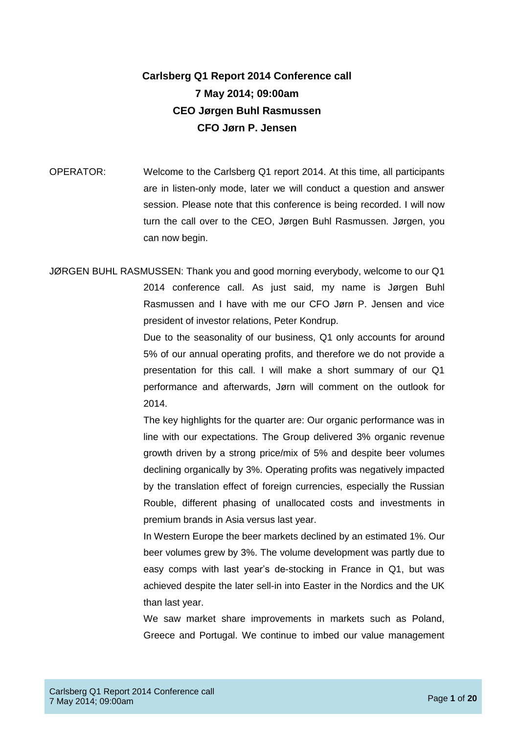**Carlsberg Q1 Report 2014 Conference call**
**7 May 2014; 09:00am**
**CEO Jørgen Buhl Rasmussen**
**CFO Jørn P. Jensen**

OPERATOR: Welcome to the Carlsberg Q1 report 2014. At this time, all participants are in listen-only mode, later we will conduct a question and answer session. Please note that this conference is being recorded. I will now turn the call over to the CEO, Jørgen Buhl Rasmussen. Jørgen, you can now begin.

JØRGEN BUHL RASMUSSEN: Thank you and good morning everybody, welcome to our Q1 2014 conference call. As just said, my name is Jørgen Buhl Rasmussen and I have with me our CFO Jørn P. Jensen and vice president of investor relations, Peter Kondrup.

Due to the seasonality of our business, Q1 only accounts for around 5% of our annual operating profits, and therefore we do not provide a presentation for this call. I will make a short summary of our Q1 performance and afterwards, Jørn will comment on the outlook for 2014.

The key highlights for the quarter are: Our organic performance was in line with our expectations. The Group delivered 3% organic revenue growth driven by a strong price/mix of 5% and despite beer volumes declining organically by 3%. Operating profits was negatively impacted by the translation effect of foreign currencies, especially the Russian Rouble, different phasing of unallocated costs and investments in premium brands in Asia versus last year.

In Western Europe the beer markets declined by an estimated 1%. Our beer volumes grew by 3%. The volume development was partly due to easy comps with last year's de-stocking in France in Q1, but was achieved despite the later sell-in into Easter in the Nordics and the UK than last year.

We saw market share improvements in markets such as Poland, Greece and Portugal. We continue to imbed our value management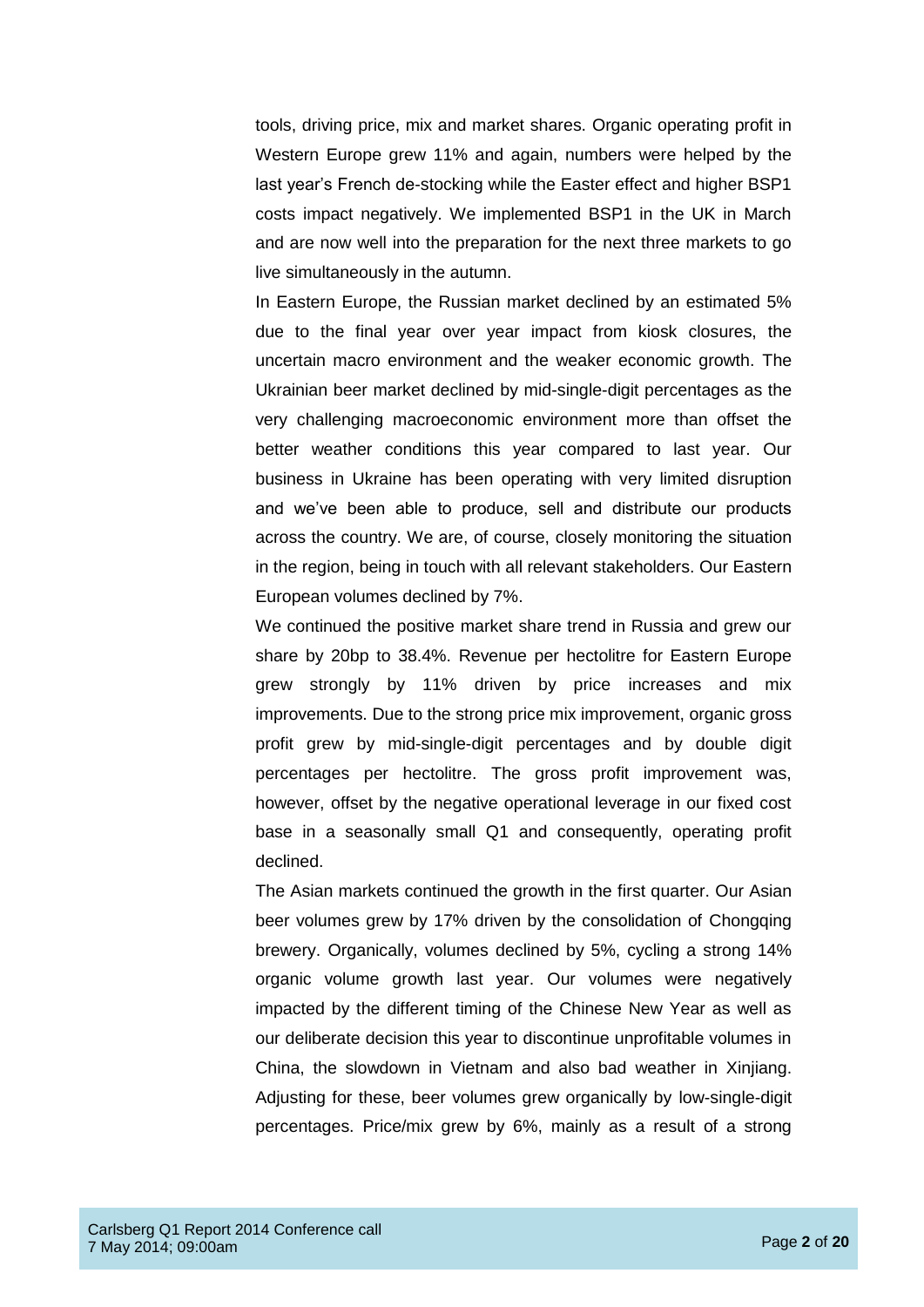tools, driving price, mix and market shares. Organic operating profit in Western Europe grew 11% and again, numbers were helped by the last year's French de-stocking while the Easter effect and higher BSP1 costs impact negatively. We implemented BSP1 in the UK in March and are now well into the preparation for the next three markets to go live simultaneously in the autumn.

In Eastern Europe, the Russian market declined by an estimated 5% due to the final year over year impact from kiosk closures, the uncertain macro environment and the weaker economic growth. The Ukrainian beer market declined by mid-single-digit percentages as the very challenging macroeconomic environment more than offset the better weather conditions this year compared to last year. Our business in Ukraine has been operating with very limited disruption and we've been able to produce, sell and distribute our products across the country. We are, of course, closely monitoring the situation in the region, being in touch with all relevant stakeholders. Our Eastern European volumes declined by 7%.

We continued the positive market share trend in Russia and grew our share by 20bp to 38.4%. Revenue per hectolitre for Eastern Europe grew strongly by 11% driven by price increases and mix improvements. Due to the strong price mix improvement, organic gross profit grew by mid-single-digit percentages and by double digit percentages per hectolitre. The gross profit improvement was, however, offset by the negative operational leverage in our fixed cost base in a seasonally small Q1 and consequently, operating profit declined.

The Asian markets continued the growth in the first quarter. Our Asian beer volumes grew by 17% driven by the consolidation of Chongqing brewery. Organically, volumes declined by 5%, cycling a strong 14% organic volume growth last year. Our volumes were negatively impacted by the different timing of the Chinese New Year as well as our deliberate decision this year to discontinue unprofitable volumes in China, the slowdown in Vietnam and also bad weather in Xinjiang. Adjusting for these, beer volumes grew organically by low-single-digit percentages. Price/mix grew by 6%, mainly as a result of a strong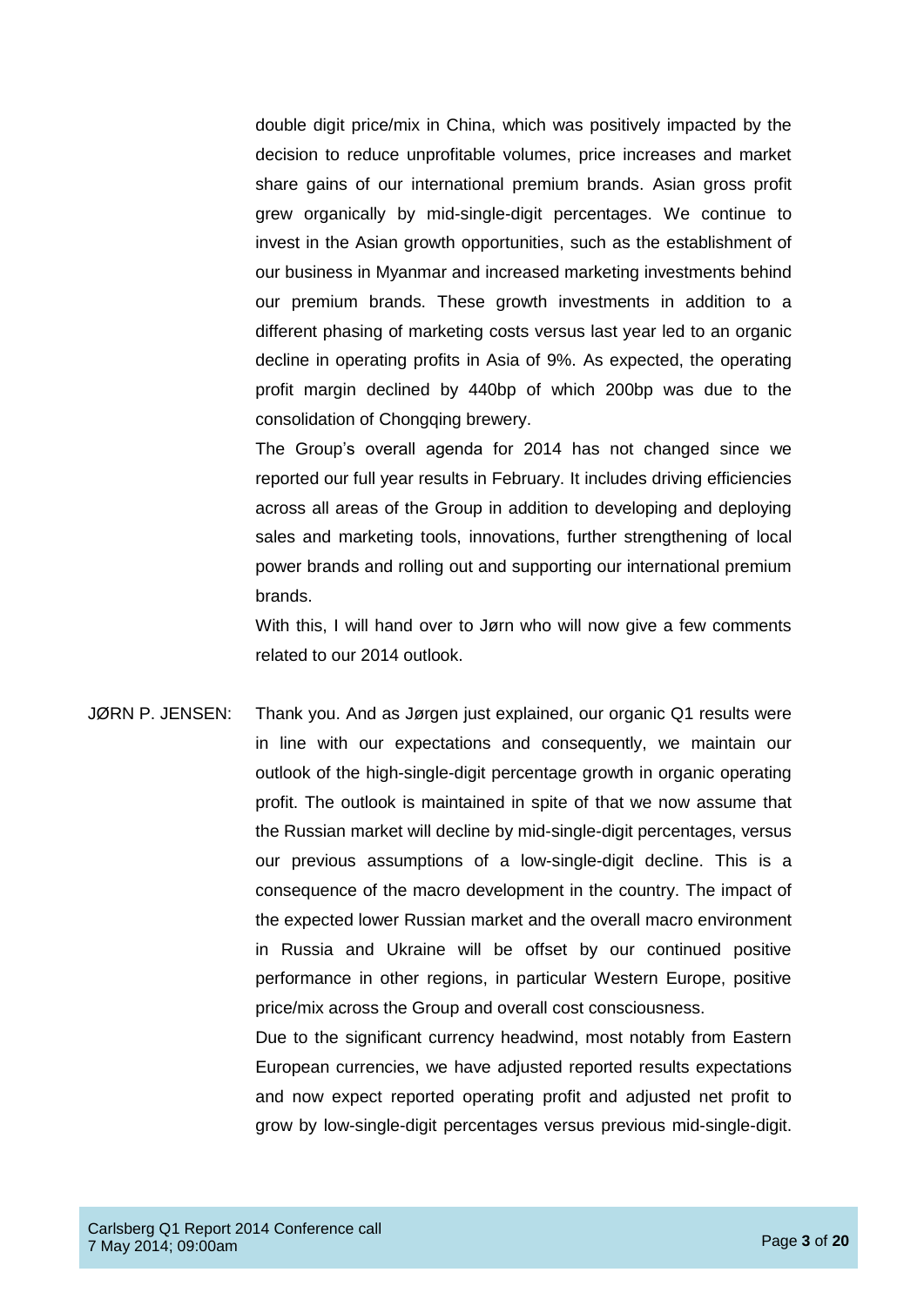double digit price/mix in China, which was positively impacted by the decision to reduce unprofitable volumes, price increases and market share gains of our international premium brands. Asian gross profit grew organically by mid-single-digit percentages. We continue to invest in the Asian growth opportunities, such as the establishment of our business in Myanmar and increased marketing investments behind our premium brands. These growth investments in addition to a different phasing of marketing costs versus last year led to an organic decline in operating profits in Asia of 9%. As expected, the operating profit margin declined by 440bp of which 200bp was due to the consolidation of Chongqing brewery.

The Group's overall agenda for 2014 has not changed since we reported our full year results in February. It includes driving efficiencies across all areas of the Group in addition to developing and deploying sales and marketing tools, innovations, further strengthening of local power brands and rolling out and supporting our international premium brands.

With this, I will hand over to Jørn who will now give a few comments related to our 2014 outlook.

JØRN P. JENSEN: Thank you. And as Jørgen just explained, our organic Q1 results were in line with our expectations and consequently, we maintain our outlook of the high-single-digit percentage growth in organic operating profit. The outlook is maintained in spite of that we now assume that the Russian market will decline by mid-single-digit percentages, versus our previous assumptions of a low-single-digit decline. This is a consequence of the macro development in the country. The impact of the expected lower Russian market and the overall macro environment in Russia and Ukraine will be offset by our continued positive performance in other regions, in particular Western Europe, positive price/mix across the Group and overall cost consciousness.

Due to the significant currency headwind, most notably from Eastern European currencies, we have adjusted reported results expectations and now expect reported operating profit and adjusted net profit to grow by low-single-digit percentages versus previous mid-single-digit.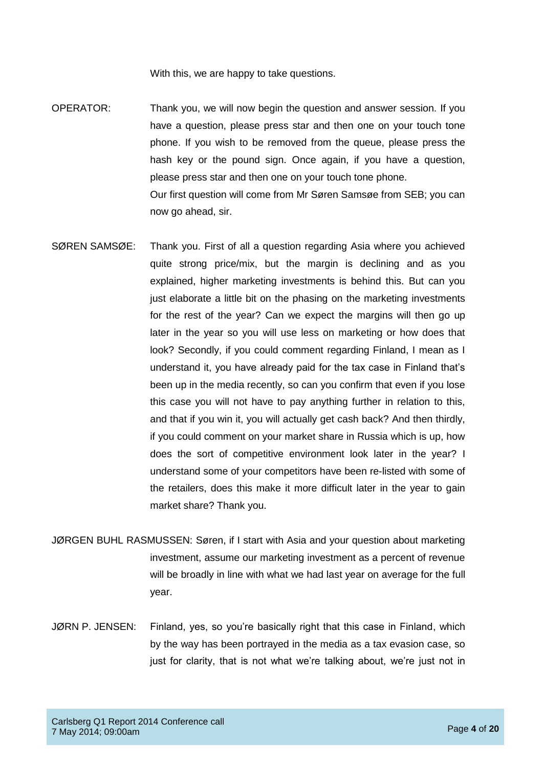With this, we are happy to take questions.

OPERATOR: Thank you, we will now begin the question and answer session. If you have a question, please press star and then one on your touch tone phone. If you wish to be removed from the queue, please press the hash key or the pound sign. Once again, if you have a question, please press star and then one on your touch tone phone.
Our first question will come from Mr Søren Samsøe from SEB; you can now go ahead, sir.

SØREN SAMSØE: Thank you. First of all a question regarding Asia where you achieved quite strong price/mix, but the margin is declining and as you explained, higher marketing investments is behind this. But can you just elaborate a little bit on the phasing on the marketing investments for the rest of the year? Can we expect the margins will then go up later in the year so you will use less on marketing or how does that look? Secondly, if you could comment regarding Finland, I mean as I understand it, you have already paid for the tax case in Finland that's been up in the media recently, so can you confirm that even if you lose this case you will not have to pay anything further in relation to this, and that if you win it, you will actually get cash back? And then thirdly, if you could comment on your market share in Russia which is up, how does the sort of competitive environment look later in the year? I understand some of your competitors have been re-listed with some of the retailers, does this make it more difficult later in the year to gain market share? Thank you.

JØRGEN BUHL RASMUSSEN: Søren, if I start with Asia and your question about marketing investment, assume our marketing investment as a percent of revenue will be broadly in line with what we had last year on average for the full year.

JØRN P. JENSEN: Finland, yes, so you're basically right that this case in Finland, which by the way has been portrayed in the media as a tax evasion case, so just for clarity, that is not what we're talking about, we're just not in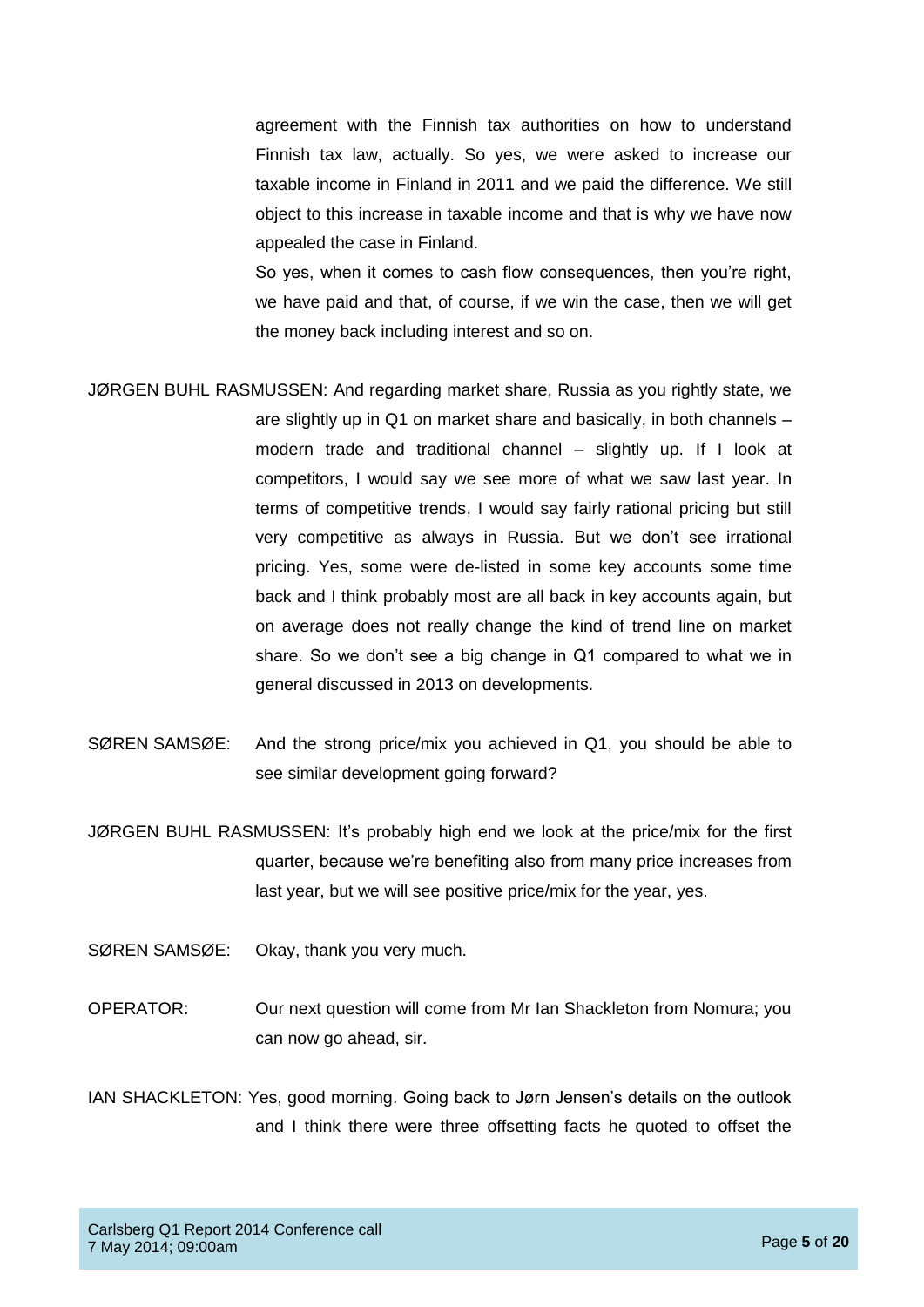agreement with the Finnish tax authorities on how to understand Finnish tax law, actually. So yes, we were asked to increase our taxable income in Finland in 2011 and we paid the difference. We still object to this increase in taxable income and that is why we have now appealed the case in Finland.

So yes, when it comes to cash flow consequences, then you're right, we have paid and that, of course, if we win the case, then we will get the money back including interest and so on.

JØRGEN BUHL RASMUSSEN: And regarding market share, Russia as you rightly state, we are slightly up in Q1 on market share and basically, in both channels – modern trade and traditional channel – slightly up. If I look at competitors, I would say we see more of what we saw last year. In terms of competitive trends, I would say fairly rational pricing but still very competitive as always in Russia. But we don't see irrational pricing. Yes, some were de-listed in some key accounts some time back and I think probably most are all back in key accounts again, but on average does not really change the kind of trend line on market share. So we don't see a big change in Q1 compared to what we in general discussed in 2013 on developments.

SØREN SAMSØE: And the strong price/mix you achieved in Q1, you should be able to see similar development going forward?

JØRGEN BUHL RASMUSSEN: It's probably high end we look at the price/mix for the first quarter, because we're benefiting also from many price increases from last year, but we will see positive price/mix for the year, yes.

SØREN SAMSØE: Okay, thank you very much.

OPERATOR: Our next question will come from Mr Ian Shackleton from Nomura; you can now go ahead, sir.

IAN SHACKLETON: Yes, good morning. Going back to Jørn Jensen's details on the outlook and I think there were three offsetting facts he quoted to offset the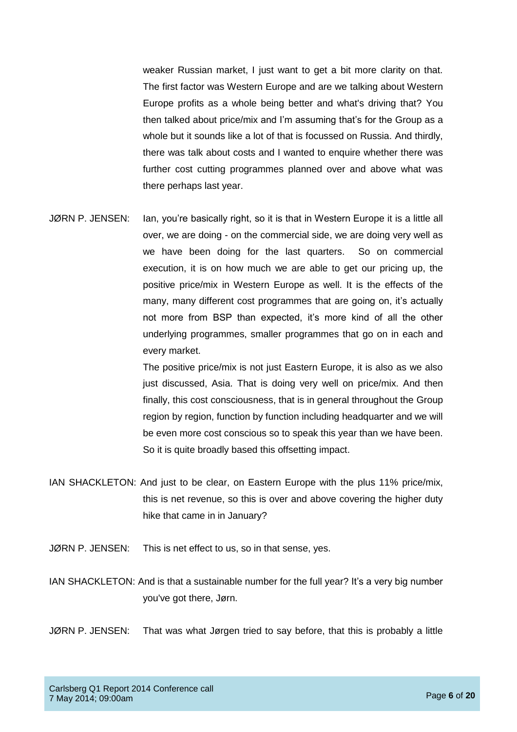weaker Russian market, I just want to get a bit more clarity on that. The first factor was Western Europe and are we talking about Western Europe profits as a whole being better and what's driving that? You then talked about price/mix and I'm assuming that's for the Group as a whole but it sounds like a lot of that is focussed on Russia. And thirdly, there was talk about costs and I wanted to enquire whether there was further cost cutting programmes planned over and above what was there perhaps last year.

JØRN P. JENSEN: Ian, you're basically right, so it is that in Western Europe it is a little all over, we are doing - on the commercial side, we are doing very well as we have been doing for the last quarters. So on commercial execution, it is on how much we are able to get our pricing up, the positive price/mix in Western Europe as well. It is the effects of the many, many different cost programmes that are going on, it's actually not more from BSP than expected, it's more kind of all the other underlying programmes, smaller programmes that go on in each and every market.

The positive price/mix is not just Eastern Europe, it is also as we also just discussed, Asia. That is doing very well on price/mix. And then finally, this cost consciousness, that is in general throughout the Group region by region, function by function including headquarter and we will be even more cost conscious so to speak this year than we have been. So it is quite broadly based this offsetting impact.

IAN SHACKLETON: And just to be clear, on Eastern Europe with the plus 11% price/mix, this is net revenue, so this is over and above covering the higher duty hike that came in in January?

JØRN P. JENSEN: This is net effect to us, so in that sense, yes.

IAN SHACKLETON: And is that a sustainable number for the full year? It's a very big number you've got there, Jørn.

JØRN P. JENSEN: That was what Jørgen tried to say before, that this is probably a little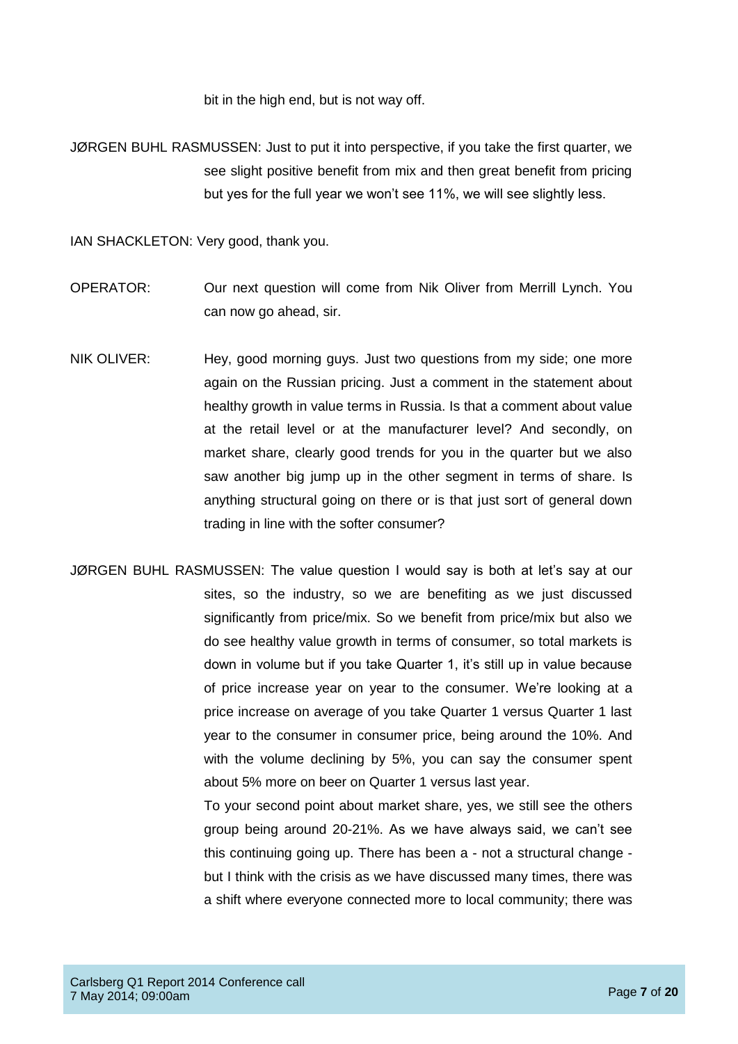bit in the high end, but is not way off.

JØRGEN BUHL RASMUSSEN: Just to put it into perspective, if you take the first quarter, we see slight positive benefit from mix and then great benefit from pricing but yes for the full year we won't see 11%, we will see slightly less.

IAN SHACKLETON: Very good, thank you.

OPERATOR: Our next question will come from Nik Oliver from Merrill Lynch. You can now go ahead, sir.

NIK OLIVER: Hey, good morning guys. Just two questions from my side; one more again on the Russian pricing. Just a comment in the statement about healthy growth in value terms in Russia. Is that a comment about value at the retail level or at the manufacturer level? And secondly, on market share, clearly good trends for you in the quarter but we also saw another big jump up in the other segment in terms of share. Is anything structural going on there or is that just sort of general down trading in line with the softer consumer?

JØRGEN BUHL RASMUSSEN: The value question I would say is both at let's say at our sites, so the industry, so we are benefiting as we just discussed significantly from price/mix. So we benefit from price/mix but also we do see healthy value growth in terms of consumer, so total markets is down in volume but if you take Quarter 1, it's still up in value because of price increase year on year to the consumer. We're looking at a price increase on average of you take Quarter 1 versus Quarter 1 last year to the consumer in consumer price, being around the 10%. And with the volume declining by 5%, you can say the consumer spent about 5% more on beer on Quarter 1 versus last year.

To your second point about market share, yes, we still see the others group being around 20-21%. As we have always said, we can't see this continuing going up. There has been a - not a structural change - but I think with the crisis as we have discussed many times, there was a shift where everyone connected more to local community; there was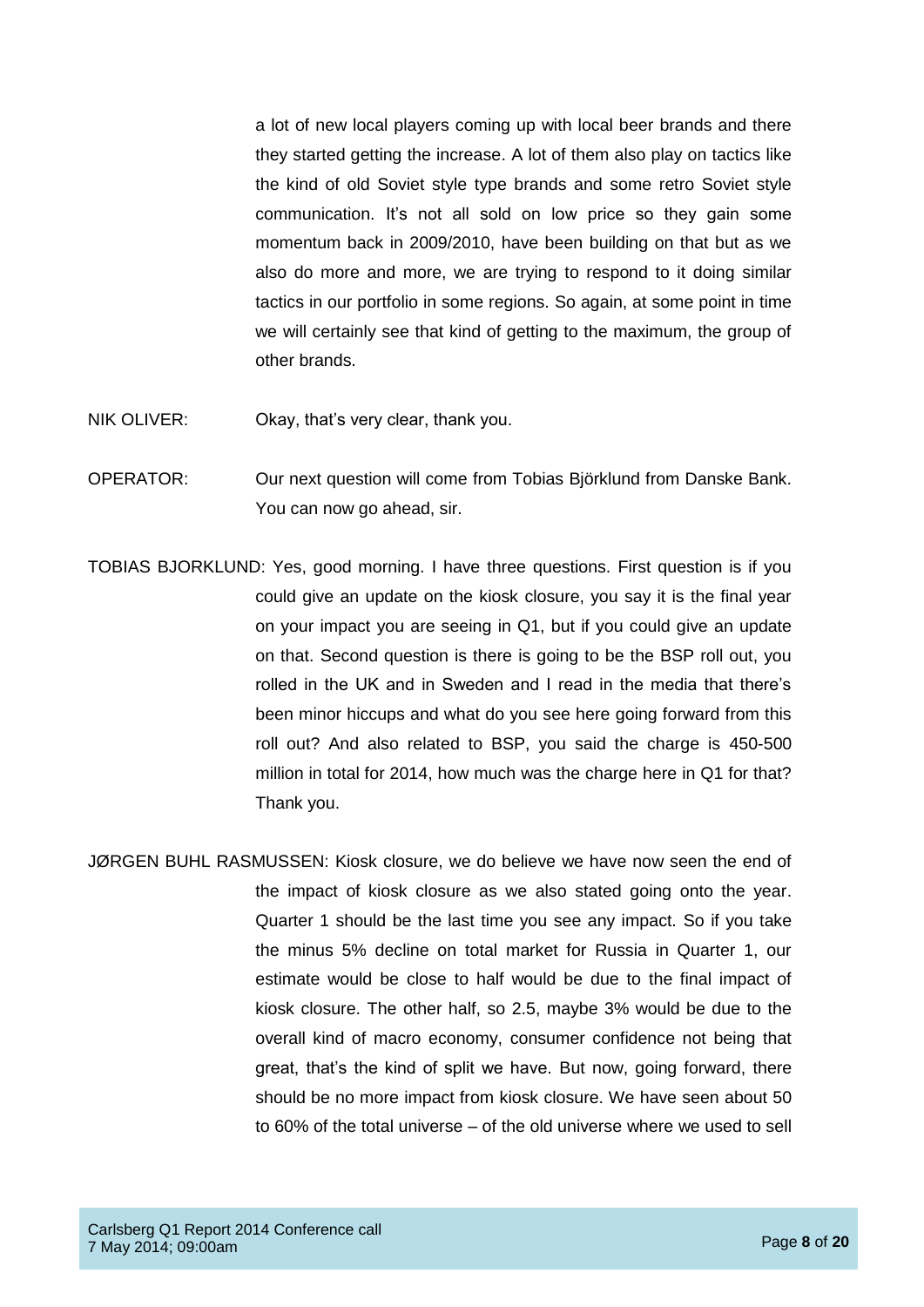a lot of new local players coming up with local beer brands and there they started getting the increase. A lot of them also play on tactics like the kind of old Soviet style type brands and some retro Soviet style communication. It's not all sold on low price so they gain some momentum back in 2009/2010, have been building on that but as we also do more and more, we are trying to respond to it doing similar tactics in our portfolio in some regions. So again, at some point in time we will certainly see that kind of getting to the maximum, the group of other brands.

NIK OLIVER: Okay, that's very clear, thank you.

OPERATOR: Our next question will come from Tobias Björklund from Danske Bank. You can now go ahead, sir.

TOBIAS BJORKLUND: Yes, good morning. I have three questions. First question is if you could give an update on the kiosk closure, you say it is the final year on your impact you are seeing in Q1, but if you could give an update on that. Second question is there is going to be the BSP roll out, you rolled in the UK and in Sweden and I read in the media that there's been minor hiccups and what do you see here going forward from this roll out? And also related to BSP, you said the charge is 450-500 million in total for 2014, how much was the charge here in Q1 for that? Thank you.

JØRGEN BUHL RASMUSSEN: Kiosk closure, we do believe we have now seen the end of the impact of kiosk closure as we also stated going onto the year. Quarter 1 should be the last time you see any impact. So if you take the minus 5% decline on total market for Russia in Quarter 1, our estimate would be close to half would be due to the final impact of kiosk closure. The other half, so 2.5, maybe 3% would be due to the overall kind of macro economy, consumer confidence not being that great, that's the kind of split we have. But now, going forward, there should be no more impact from kiosk closure. We have seen about 50 to 60% of the total universe – of the old universe where we used to sell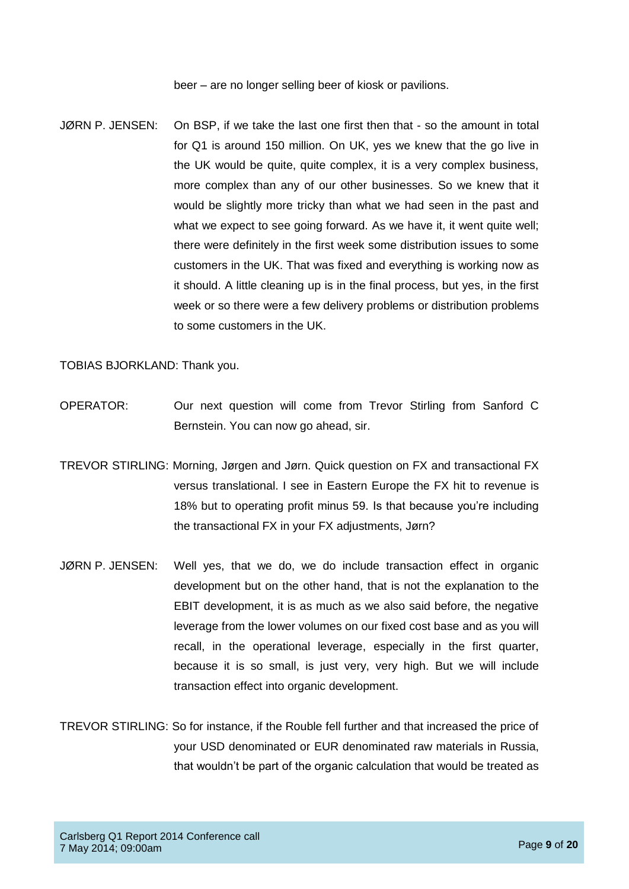beer – are no longer selling beer of kiosk or pavilions.

JØRN P. JENSEN: On BSP, if we take the last one first then that - so the amount in total for Q1 is around 150 million. On UK, yes we knew that the go live in the UK would be quite, quite complex, it is a very complex business, more complex than any of our other businesses. So we knew that it would be slightly more tricky than what we had seen in the past and what we expect to see going forward. As we have it, it went quite well; there were definitely in the first week some distribution issues to some customers in the UK. That was fixed and everything is working now as it should. A little cleaning up is in the final process, but yes, in the first week or so there were a few delivery problems or distribution problems to some customers in the UK.

TOBIAS BJORKLAND: Thank you.

OPERATOR: Our next question will come from Trevor Stirling from Sanford C Bernstein. You can now go ahead, sir.

TREVOR STIRLING: Morning, Jørgen and Jørn. Quick question on FX and transactional FX versus translational. I see in Eastern Europe the FX hit to revenue is 18% but to operating profit minus 59. Is that because you're including the transactional FX in your FX adjustments, Jørn?

JØRN P. JENSEN: Well yes, that we do, we do include transaction effect in organic development but on the other hand, that is not the explanation to the EBIT development, it is as much as we also said before, the negative leverage from the lower volumes on our fixed cost base and as you will recall, in the operational leverage, especially in the first quarter, because it is so small, is just very, very high. But we will include transaction effect into organic development.

TREVOR STIRLING: So for instance, if the Rouble fell further and that increased the price of your USD denominated or EUR denominated raw materials in Russia, that wouldn't be part of the organic calculation that would be treated as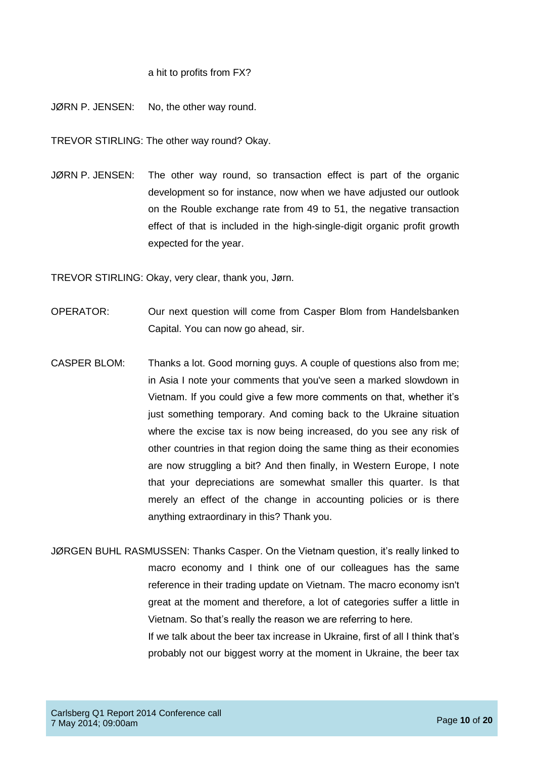a hit to profits from FX?

JØRN P. JENSEN: No, the other way round.

TREVOR STIRLING: The other way round? Okay.

JØRN P. JENSEN: The other way round, so transaction effect is part of the organic development so for instance, now when we have adjusted our outlook on the Rouble exchange rate from 49 to 51, the negative transaction effect of that is included in the high-single-digit organic profit growth expected for the year.

TREVOR STIRLING: Okay, very clear, thank you, Jørn.

OPERATOR: Our next question will come from Casper Blom from Handelsbanken Capital. You can now go ahead, sir.

CASPER BLOM: Thanks a lot. Good morning guys. A couple of questions also from me; in Asia I note your comments that you've seen a marked slowdown in Vietnam. If you could give a few more comments on that, whether it's just something temporary. And coming back to the Ukraine situation where the excise tax is now being increased, do you see any risk of other countries in that region doing the same thing as their economies are now struggling a bit? And then finally, in Western Europe, I note that your depreciations are somewhat smaller this quarter. Is that merely an effect of the change in accounting policies or is there anything extraordinary in this? Thank you.

JØRGEN BUHL RASMUSSEN: Thanks Casper. On the Vietnam question, it's really linked to macro economy and I think one of our colleagues has the same reference in their trading update on Vietnam. The macro economy isn't great at the moment and therefore, a lot of categories suffer a little in Vietnam. So that's really the reason we are referring to here.

If we talk about the beer tax increase in Ukraine, first of all I think that's probably not our biggest worry at the moment in Ukraine, the beer tax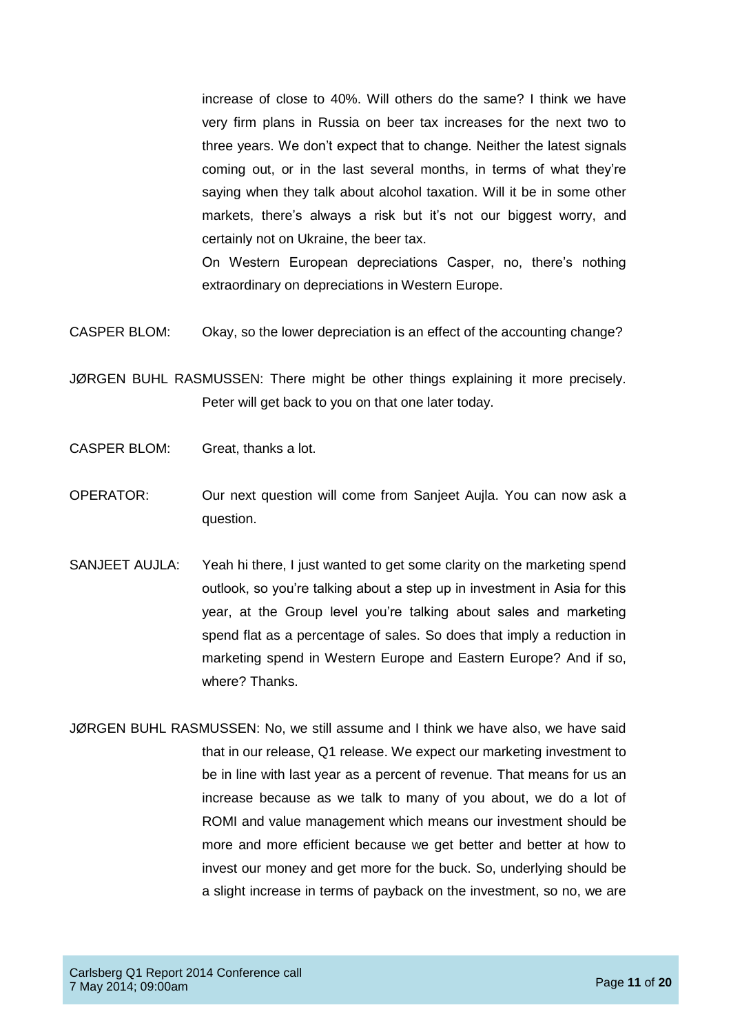increase of close to 40%. Will others do the same? I think we have very firm plans in Russia on beer tax increases for the next two to three years. We don't expect that to change. Neither the latest signals coming out, or in the last several months, in terms of what they're saying when they talk about alcohol taxation. Will it be in some other markets, there's always a risk but it's not our biggest worry, and certainly not on Ukraine, the beer tax.

On Western European depreciations Casper, no, there's nothing extraordinary on depreciations in Western Europe.

CASPER BLOM: Okay, so the lower depreciation is an effect of the accounting change?

JØRGEN BUHL RASMUSSEN: There might be other things explaining it more precisely. Peter will get back to you on that one later today.

CASPER BLOM: Great, thanks a lot.

OPERATOR: Our next question will come from Sanjeet Aujla. You can now ask a question.

SANJEET AUJLA: Yeah hi there, I just wanted to get some clarity on the marketing spend outlook, so you're talking about a step up in investment in Asia for this year, at the Group level you're talking about sales and marketing spend flat as a percentage of sales. So does that imply a reduction in marketing spend in Western Europe and Eastern Europe? And if so, where? Thanks.

JØRGEN BUHL RASMUSSEN: No, we still assume and I think we have also, we have said that in our release, Q1 release. We expect our marketing investment to be in line with last year as a percent of revenue. That means for us an increase because as we talk to many of you about, we do a lot of ROMI and value management which means our investment should be more and more efficient because we get better and better at how to invest our money and get more for the buck. So, underlying should be a slight increase in terms of payback on the investment, so no, we are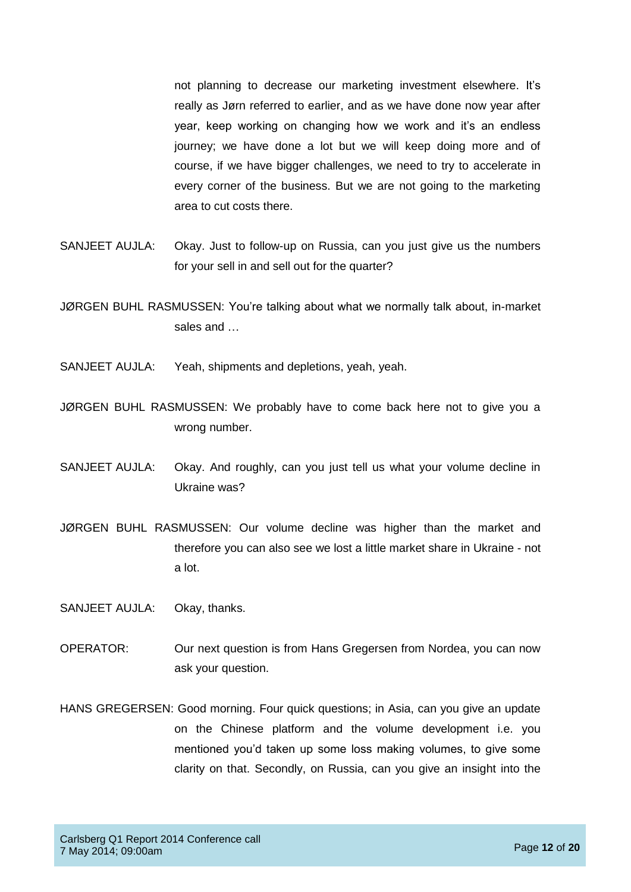not planning to decrease our marketing investment elsewhere. It's really as Jørn referred to earlier, and as we have done now year after year, keep working on changing how we work and it's an endless journey; we have done a lot but we will keep doing more and of course, if we have bigger challenges, we need to try to accelerate in every corner of the business. But we are not going to the marketing area to cut costs there.

SANJEET AUJLA: Okay. Just to follow-up on Russia, can you just give us the numbers for your sell in and sell out for the quarter?

JØRGEN BUHL RASMUSSEN: You're talking about what we normally talk about, in-market sales and …

SANJEET AUJLA: Yeah, shipments and depletions, yeah, yeah.

JØRGEN BUHL RASMUSSEN: We probably have to come back here not to give you a wrong number.

SANJEET AUJLA: Okay. And roughly, can you just tell us what your volume decline in Ukraine was?

JØRGEN BUHL RASMUSSEN: Our volume decline was higher than the market and therefore you can also see we lost a little market share in Ukraine - not a lot.

SANJEET AUJLA: Okay, thanks.

OPERATOR: Our next question is from Hans Gregersen from Nordea, you can now ask your question.

HANS GREGERSEN: Good morning. Four quick questions; in Asia, can you give an update on the Chinese platform and the volume development i.e. you mentioned you'd taken up some loss making volumes, to give some clarity on that. Secondly, on Russia, can you give an insight into the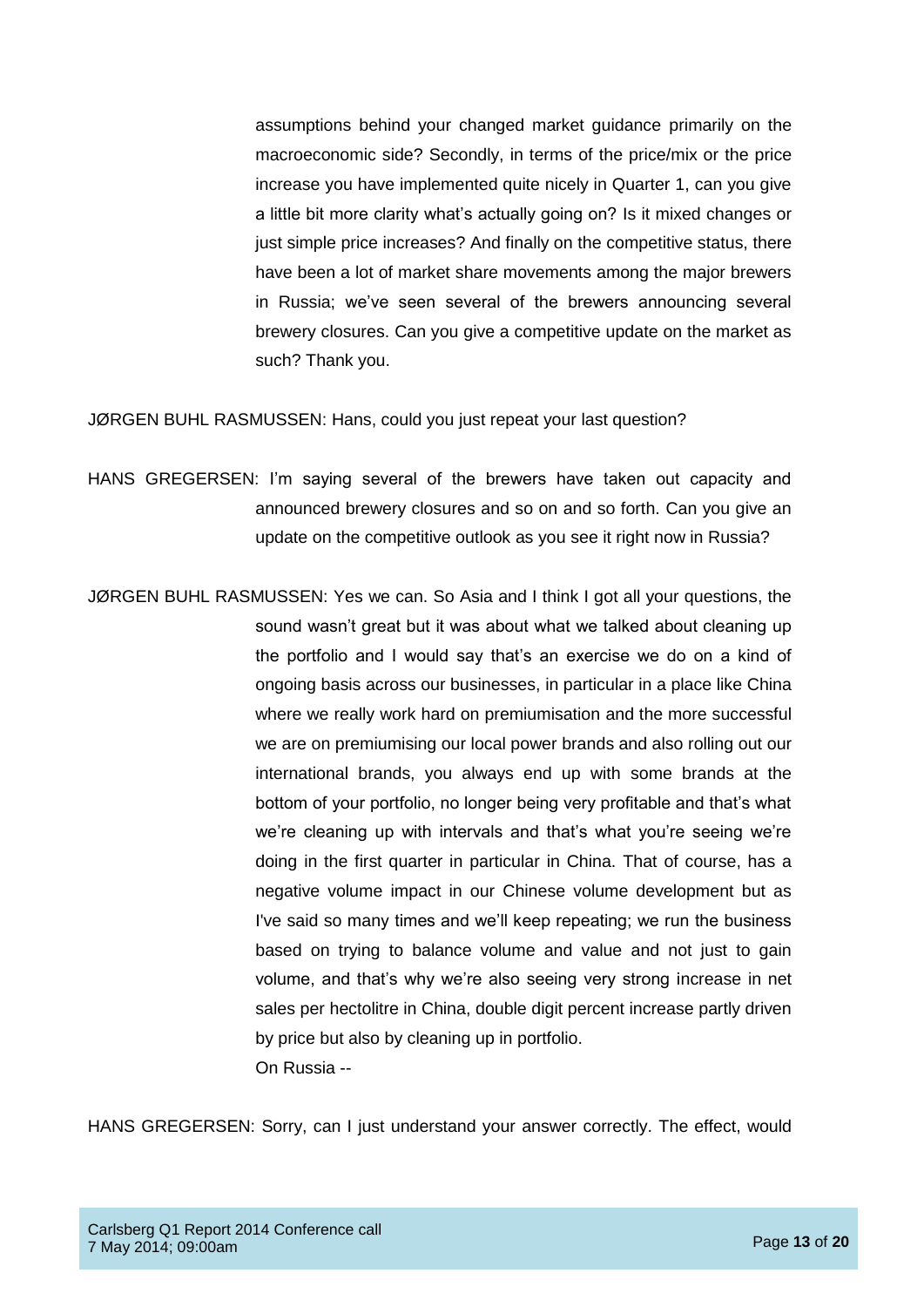assumptions behind your changed market guidance primarily on the macroeconomic side? Secondly, in terms of the price/mix or the price increase you have implemented quite nicely in Quarter 1, can you give a little bit more clarity what's actually going on? Is it mixed changes or just simple price increases? And finally on the competitive status, there have been a lot of market share movements among the major brewers in Russia; we've seen several of the brewers announcing several brewery closures. Can you give a competitive update on the market as such? Thank you.

JØRGEN BUHL RASMUSSEN: Hans, could you just repeat your last question?

HANS GREGERSEN: I'm saying several of the brewers have taken out capacity and announced brewery closures and so on and so forth. Can you give an update on the competitive outlook as you see it right now in Russia?

JØRGEN BUHL RASMUSSEN: Yes we can. So Asia and I think I got all your questions, the sound wasn't great but it was about what we talked about cleaning up the portfolio and I would say that's an exercise we do on a kind of ongoing basis across our businesses, in particular in a place like China where we really work hard on premiumisation and the more successful we are on premiumising our local power brands and also rolling out our international brands, you always end up with some brands at the bottom of your portfolio, no longer being very profitable and that's what we're cleaning up with intervals and that's what you're seeing we're doing in the first quarter in particular in China. That of course, has a negative volume impact in our Chinese volume development but as I've said so many times and we'll keep repeating; we run the business based on trying to balance volume and value and not just to gain volume, and that's why we're also seeing very strong increase in net sales per hectolitre in China, double digit percent increase partly driven by price but also by cleaning up in portfolio.

On Russia --

HANS GREGERSEN: Sorry, can I just understand your answer correctly. The effect, would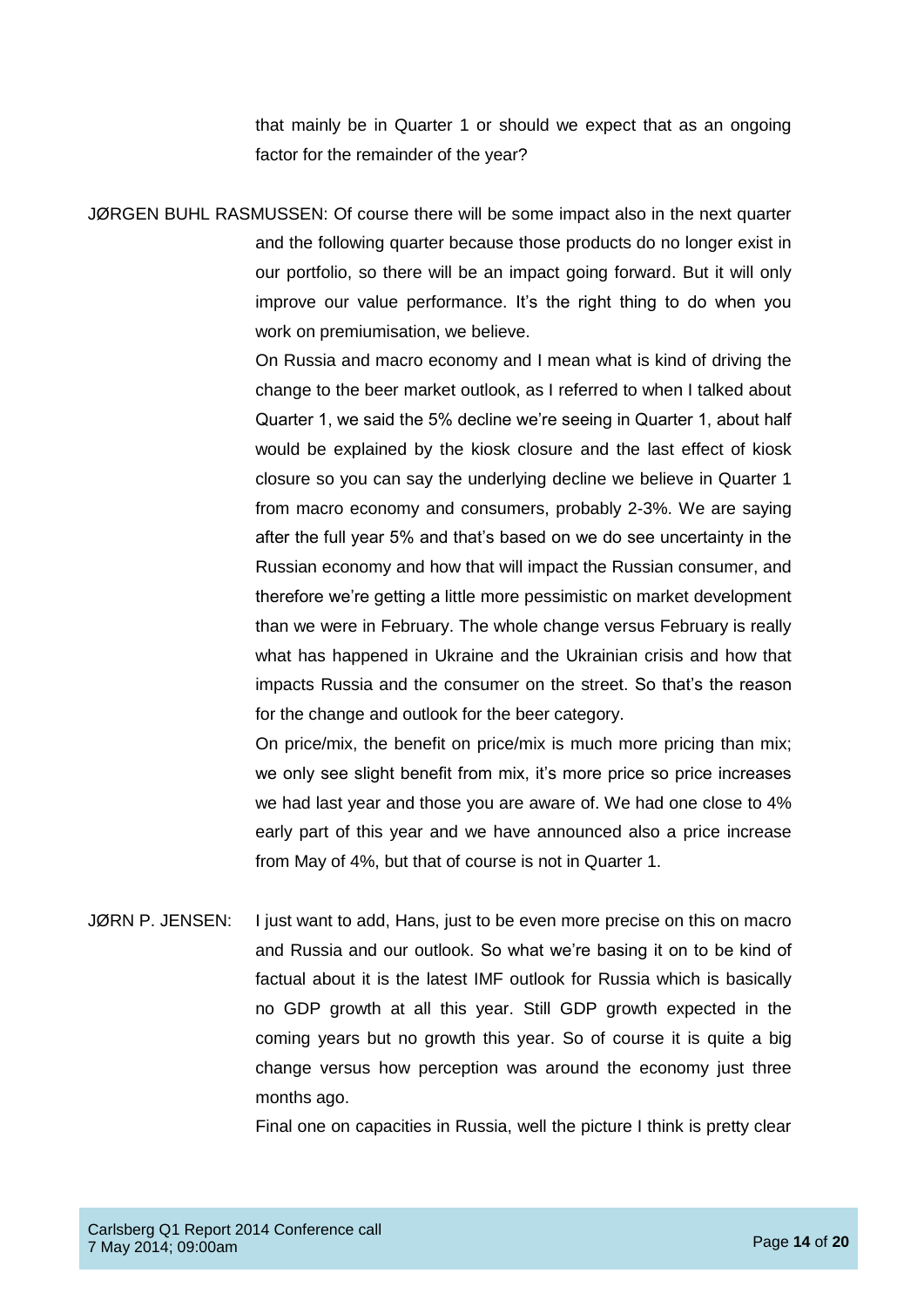that mainly be in Quarter 1 or should we expect that as an ongoing factor for the remainder of the year?

JØRGEN BUHL RASMUSSEN: Of course there will be some impact also in the next quarter and the following quarter because those products do no longer exist in our portfolio, so there will be an impact going forward. But it will only improve our value performance. It's the right thing to do when you work on premiumisation, we believe.

On Russia and macro economy and I mean what is kind of driving the change to the beer market outlook, as I referred to when I talked about Quarter 1, we said the 5% decline we're seeing in Quarter 1, about half would be explained by the kiosk closure and the last effect of kiosk closure so you can say the underlying decline we believe in Quarter 1 from macro economy and consumers, probably 2-3%. We are saying after the full year 5% and that's based on we do see uncertainty in the Russian economy and how that will impact the Russian consumer, and therefore we're getting a little more pessimistic on market development than we were in February. The whole change versus February is really what has happened in Ukraine and the Ukrainian crisis and how that impacts Russia and the consumer on the street. So that's the reason for the change and outlook for the beer category.

On price/mix, the benefit on price/mix is much more pricing than mix; we only see slight benefit from mix, it's more price so price increases we had last year and those you are aware of. We had one close to 4% early part of this year and we have announced also a price increase from May of 4%, but that of course is not in Quarter 1.

JØRN P. JENSEN: I just want to add, Hans, just to be even more precise on this on macro and Russia and our outlook. So what we're basing it on to be kind of factual about it is the latest IMF outlook for Russia which is basically no GDP growth at all this year. Still GDP growth expected in the coming years but no growth this year. So of course it is quite a big change versus how perception was around the economy just three months ago.

Final one on capacities in Russia, well the picture I think is pretty clear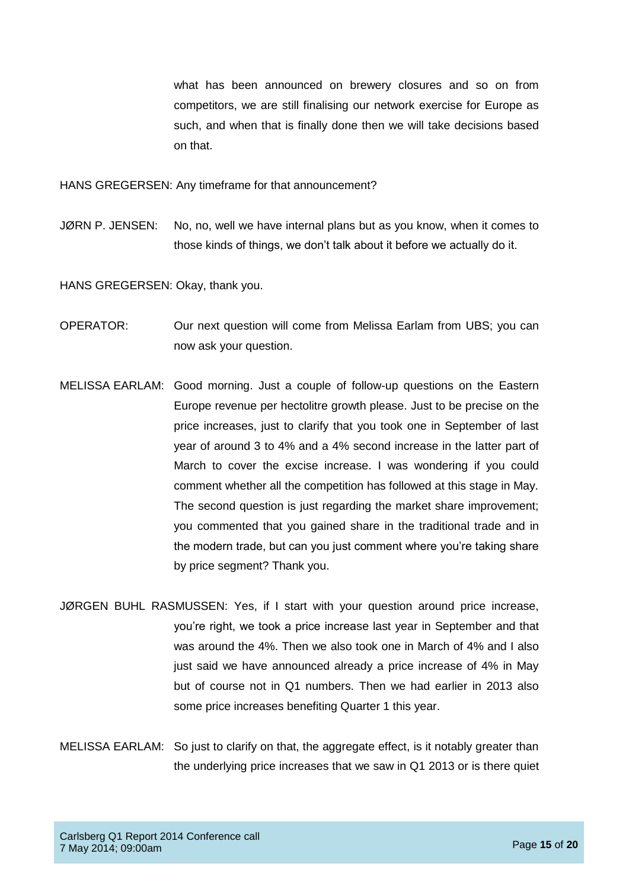what has been announced on brewery closures and so on from competitors, we are still finalising our network exercise for Europe as such, and when that is finally done then we will take decisions based on that.

HANS GREGERSEN: Any timeframe for that announcement?

JØRN P. JENSEN: No, no, well we have internal plans but as you know, when it comes to those kinds of things, we don't talk about it before we actually do it.

HANS GREGERSEN: Okay, thank you.

OPERATOR: Our next question will come from Melissa Earlam from UBS; you can now ask your question.

MELISSA EARLAM: Good morning. Just a couple of follow-up questions on the Eastern Europe revenue per hectolitre growth please. Just to be precise on the price increases, just to clarify that you took one in September of last year of around 3 to 4% and a 4% second increase in the latter part of March to cover the excise increase. I was wondering if you could comment whether all the competition has followed at this stage in May. The second question is just regarding the market share improvement; you commented that you gained share in the traditional trade and in the modern trade, but can you just comment where you're taking share by price segment? Thank you.

JØRGEN BUHL RASMUSSEN: Yes, if I start with your question around price increase, you're right, we took a price increase last year in September and that was around the 4%. Then we also took one in March of 4% and I also just said we have announced already a price increase of 4% in May but of course not in Q1 numbers. Then we had earlier in 2013 also some price increases benefiting Quarter 1 this year.

MELISSA EARLAM: So just to clarify on that, the aggregate effect, is it notably greater than the underlying price increases that we saw in Q1 2013 or is there quiet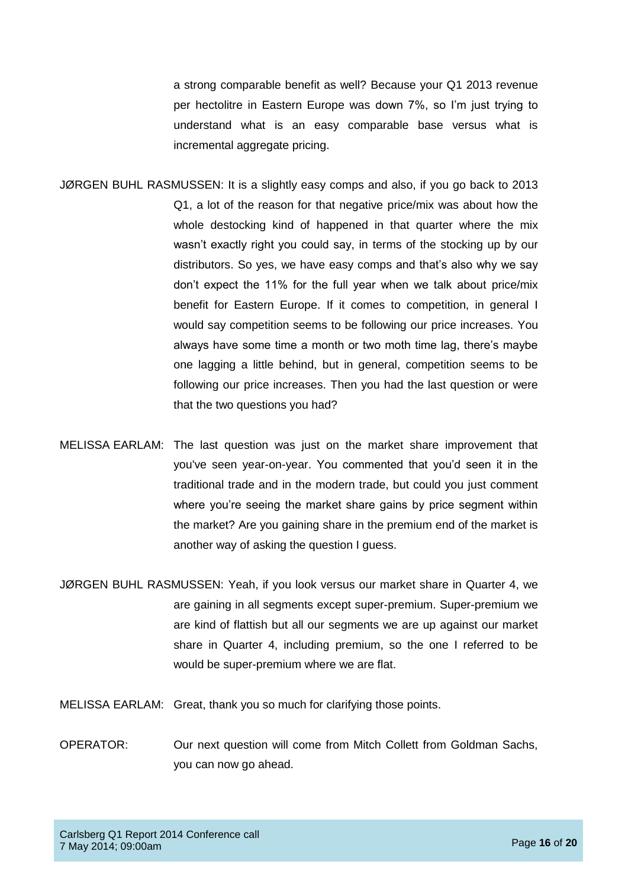a strong comparable benefit as well? Because your Q1 2013 revenue per hectolitre in Eastern Europe was down 7%, so I'm just trying to understand what is an easy comparable base versus what is incremental aggregate pricing.

JØRGEN BUHL RASMUSSEN: It is a slightly easy comps and also, if you go back to 2013 Q1, a lot of the reason for that negative price/mix was about how the whole destocking kind of happened in that quarter where the mix wasn't exactly right you could say, in terms of the stocking up by our distributors. So yes, we have easy comps and that's also why we say don't expect the 11% for the full year when we talk about price/mix benefit for Eastern Europe. If it comes to competition, in general I would say competition seems to be following our price increases. You always have some time a month or two moth time lag, there's maybe one lagging a little behind, but in general, competition seems to be following our price increases. Then you had the last question or were that the two questions you had?

MELISSA EARLAM: The last question was just on the market share improvement that you've seen year-on-year. You commented that you'd seen it in the traditional trade and in the modern trade, but could you just comment where you're seeing the market share gains by price segment within the market? Are you gaining share in the premium end of the market is another way of asking the question I guess.

JØRGEN BUHL RASMUSSEN: Yeah, if you look versus our market share in Quarter 4, we are gaining in all segments except super-premium. Super-premium we are kind of flattish but all our segments we are up against our market share in Quarter 4, including premium, so the one I referred to be would be super-premium where we are flat.

MELISSA EARLAM: Great, thank you so much for clarifying those points.

OPERATOR: Our next question will come from Mitch Collett from Goldman Sachs, you can now go ahead.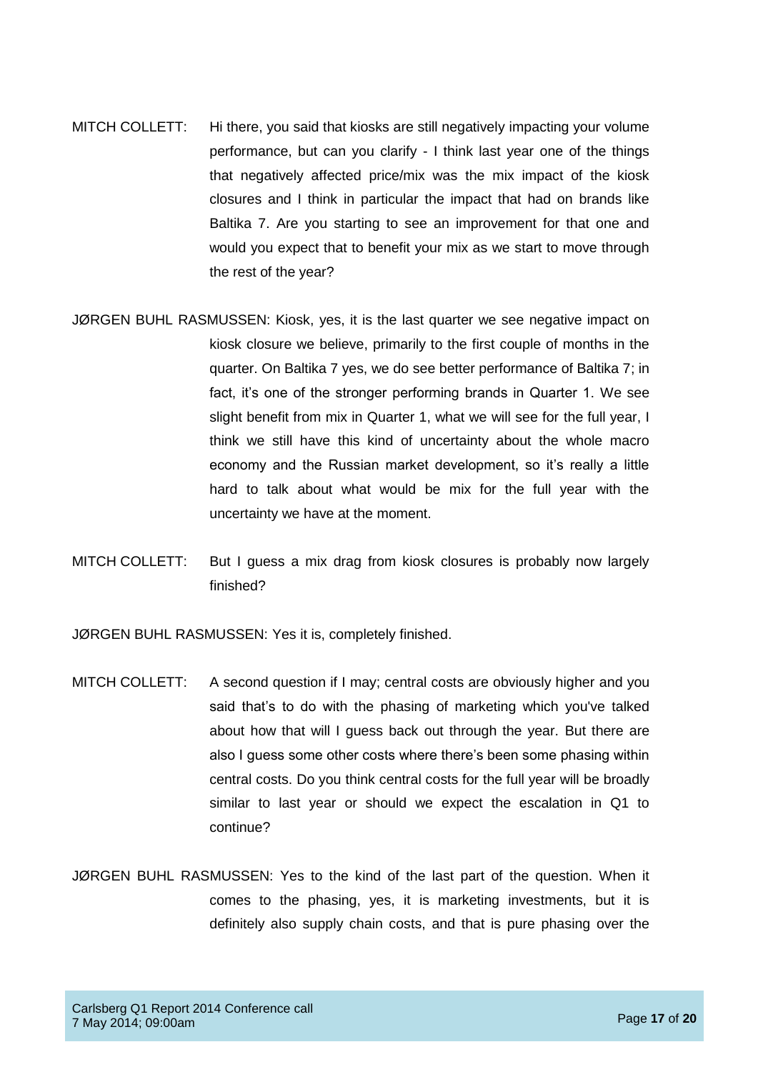MITCH COLLETT: Hi there, you said that kiosks are still negatively impacting your volume performance, but can you clarify - I think last year one of the things that negatively affected price/mix was the mix impact of the kiosk closures and I think in particular the impact that had on brands like Baltika 7. Are you starting to see an improvement for that one and would you expect that to benefit your mix as we start to move through the rest of the year?

JØRGEN BUHL RASMUSSEN: Kiosk, yes, it is the last quarter we see negative impact on kiosk closure we believe, primarily to the first couple of months in the quarter. On Baltika 7 yes, we do see better performance of Baltika 7; in fact, it's one of the stronger performing brands in Quarter 1. We see slight benefit from mix in Quarter 1, what we will see for the full year, I think we still have this kind of uncertainty about the whole macro economy and the Russian market development, so it's really a little hard to talk about what would be mix for the full year with the uncertainty we have at the moment.

MITCH COLLETT: But I guess a mix drag from kiosk closures is probably now largely finished?

JØRGEN BUHL RASMUSSEN: Yes it is, completely finished.

MITCH COLLETT: A second question if I may; central costs are obviously higher and you said that's to do with the phasing of marketing which you've talked about how that will I guess back out through the year. But there are also I guess some other costs where there's been some phasing within central costs. Do you think central costs for the full year will be broadly similar to last year or should we expect the escalation in Q1 to continue?

JØRGEN BUHL RASMUSSEN: Yes to the kind of the last part of the question. When it comes to the phasing, yes, it is marketing investments, but it is definitely also supply chain costs, and that is pure phasing over the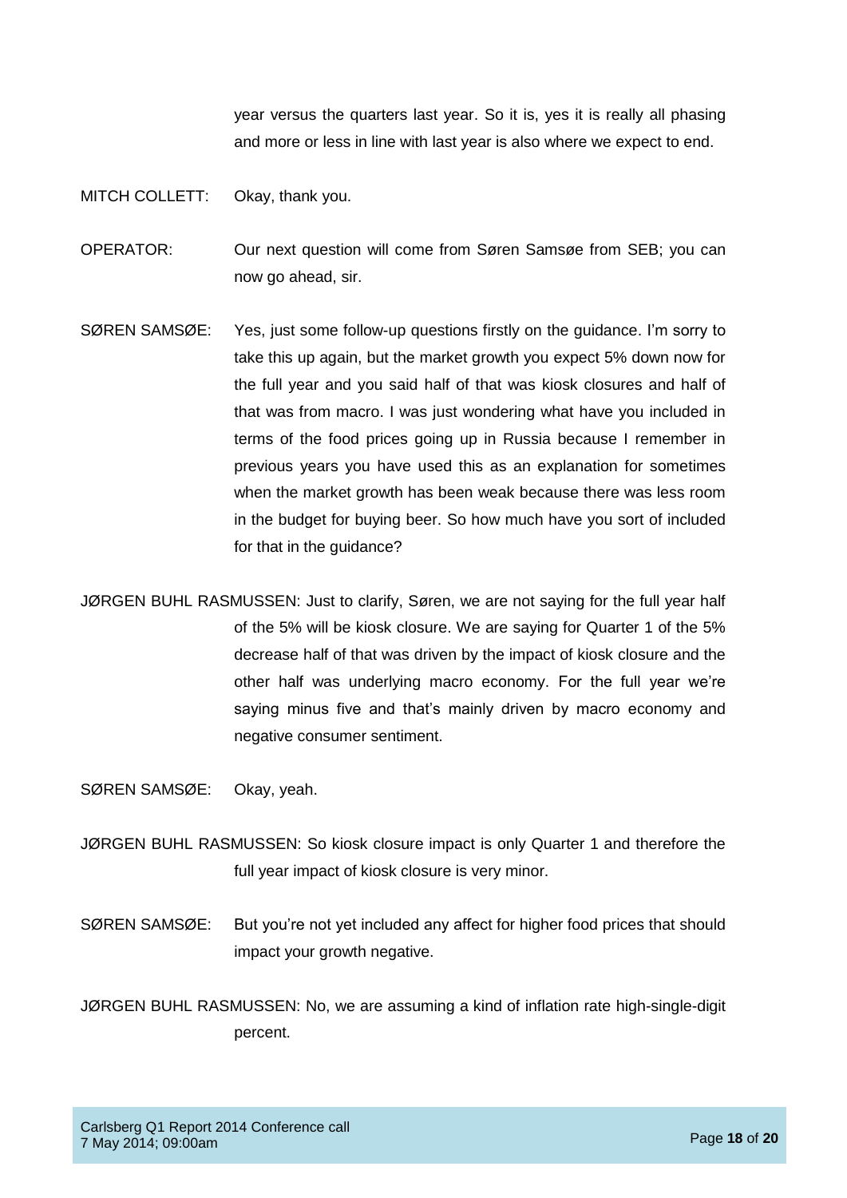year versus the quarters last year. So it is, yes it is really all phasing and more or less in line with last year is also where we expect to end.

MITCH COLLETT: Okay, thank you.

OPERATOR: Our next question will come from Søren Samsøe from SEB; you can now go ahead, sir.

SØREN SAMSØE: Yes, just some follow-up questions firstly on the guidance. I'm sorry to take this up again, but the market growth you expect 5% down now for the full year and you said half of that was kiosk closures and half of that was from macro. I was just wondering what have you included in terms of the food prices going up in Russia because I remember in previous years you have used this as an explanation for sometimes when the market growth has been weak because there was less room in the budget for buying beer. So how much have you sort of included for that in the guidance?

JØRGEN BUHL RASMUSSEN: Just to clarify, Søren, we are not saying for the full year half of the 5% will be kiosk closure. We are saying for Quarter 1 of the 5% decrease half of that was driven by the impact of kiosk closure and the other half was underlying macro economy. For the full year we're saying minus five and that's mainly driven by macro economy and negative consumer sentiment.

SØREN SAMSØE: Okay, yeah.

JØRGEN BUHL RASMUSSEN: So kiosk closure impact is only Quarter 1 and therefore the full year impact of kiosk closure is very minor.

SØREN SAMSØE: But you're not yet included any affect for higher food prices that should impact your growth negative.

JØRGEN BUHL RASMUSSEN: No, we are assuming a kind of inflation rate high-single-digit percent.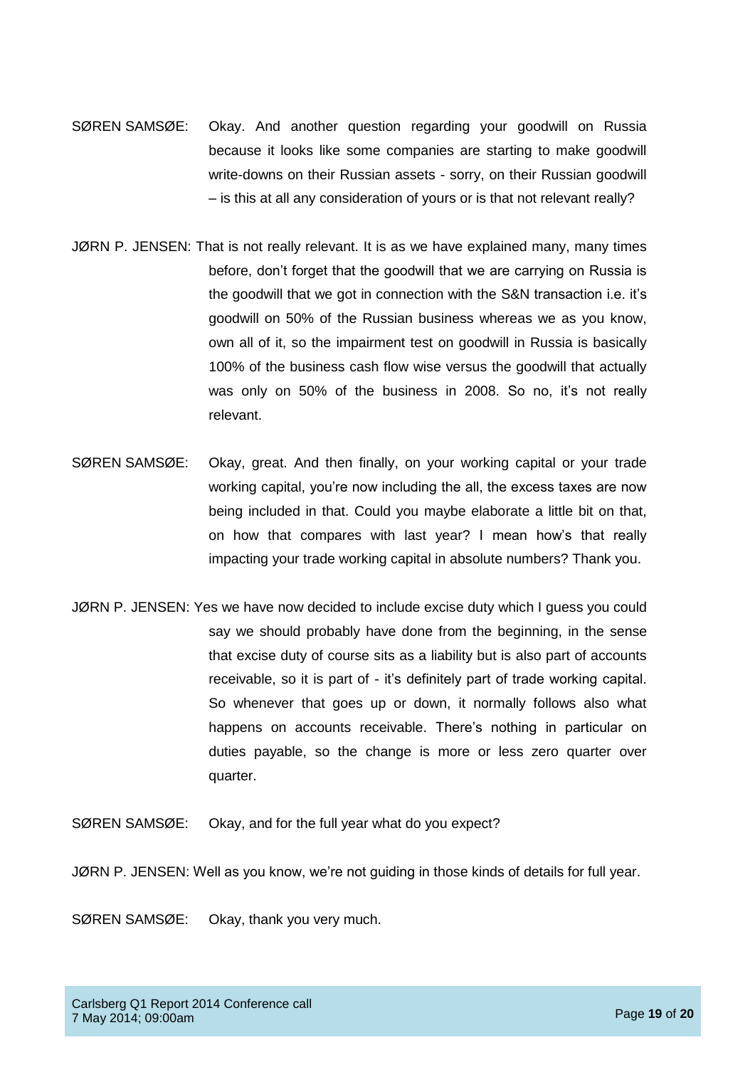SØREN SAMSØE: Okay. And another question regarding your goodwill on Russia because it looks like some companies are starting to make goodwill write-downs on their Russian assets - sorry, on their Russian goodwill – is this at all any consideration of yours or is that not relevant really?

JØRN P. JENSEN: That is not really relevant. It is as we have explained many, many times before, don't forget that the goodwill that we are carrying on Russia is the goodwill that we got in connection with the S&N transaction i.e. it's goodwill on 50% of the Russian business whereas we as you know, own all of it, so the impairment test on goodwill in Russia is basically 100% of the business cash flow wise versus the goodwill that actually was only on 50% of the business in 2008. So no, it's not really relevant.

SØREN SAMSØE: Okay, great. And then finally, on your working capital or your trade working capital, you're now including the all, the excess taxes are now being included in that. Could you maybe elaborate a little bit on that, on how that compares with last year? I mean how's that really impacting your trade working capital in absolute numbers? Thank you.

JØRN P. JENSEN: Yes we have now decided to include excise duty which I guess you could say we should probably have done from the beginning, in the sense that excise duty of course sits as a liability but is also part of accounts receivable, so it is part of - it's definitely part of trade working capital. So whenever that goes up or down, it normally follows also what happens on accounts receivable. There's nothing in particular on duties payable, so the change is more or less zero quarter over quarter.

SØREN SAMSØE: Okay, and for the full year what do you expect?

JØRN P. JENSEN: Well as you know, we're not guiding in those kinds of details for full year.

SØREN SAMSØE: Okay, thank you very much.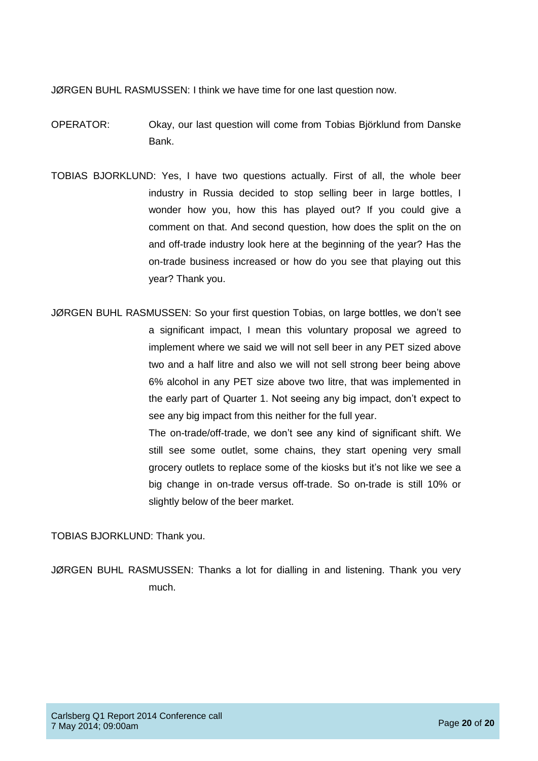JØRGEN BUHL RASMUSSEN: I think we have time for one last question now.

OPERATOR: Okay, our last question will come from Tobias Björklund from Danske Bank.

TOBIAS BJORKLUND: Yes, I have two questions actually. First of all, the whole beer industry in Russia decided to stop selling beer in large bottles, I wonder how you, how this has played out? If you could give a comment on that. And second question, how does the split on the on and off-trade industry look here at the beginning of the year? Has the on-trade business increased or how do you see that playing out this year? Thank you.

JØRGEN BUHL RASMUSSEN: So your first question Tobias, on large bottles, we don't see a significant impact, I mean this voluntary proposal we agreed to implement where we said we will not sell beer in any PET sized above two and a half litre and also we will not sell strong beer being above 6% alcohol in any PET size above two litre, that was implemented in the early part of Quarter 1. Not seeing any big impact, don't expect to see any big impact from this neither for the full year.

The on-trade/off-trade, we don't see any kind of significant shift. We still see some outlet, some chains, they start opening very small grocery outlets to replace some of the kiosks but it's not like we see a big change in on-trade versus off-trade. So on-trade is still 10% or slightly below of the beer market.

TOBIAS BJORKLUND: Thank you.

JØRGEN BUHL RASMUSSEN: Thanks a lot for dialling in and listening. Thank you very much.